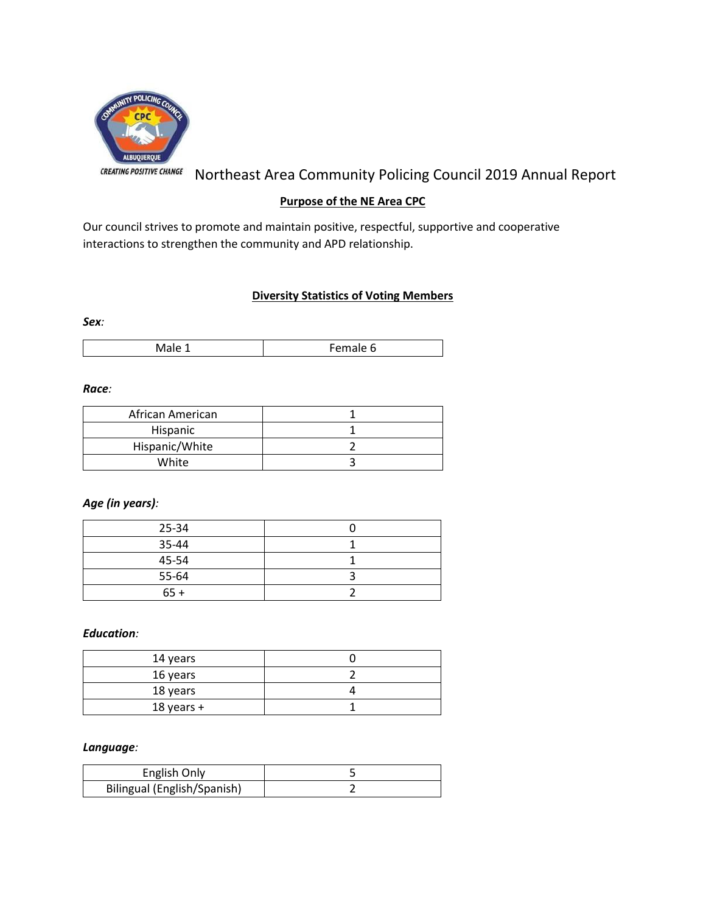# Northeast Area Community Policing Council 2019 Annual Report

## Purpose of the NE Area CPC

Our council strives to promote and maintain positive, respectful, supportive and cooperative interactions to strengthen the community and APD relationship.

## Diversity Statistics of Voting Members

***Sex:***

| | |
|---|---|
| Male 1 | Female 6 |

***Race:***

| | |
|---|---|
| African American | 1 |
| Hispanic | 1 |
| Hispanic/White | 2 |
| White | 3 |

***Age (in years):***

| | |
|---|---|
| 25-34 | 0 |
| 35-44 | 1 |
| 45-54 | 1 |
| 55-64 | 3 |
| 65 + | 2 |

***Education:***

| | |
|---|---|
| 14 years | 0 |
| 16 years | 2 |
| 18 years | 4 |
| 18 years + | 1 |

***Language:***

| | |
|---|---|
| English Only | 5 |
| Bilingual (English/Spanish) | 2 |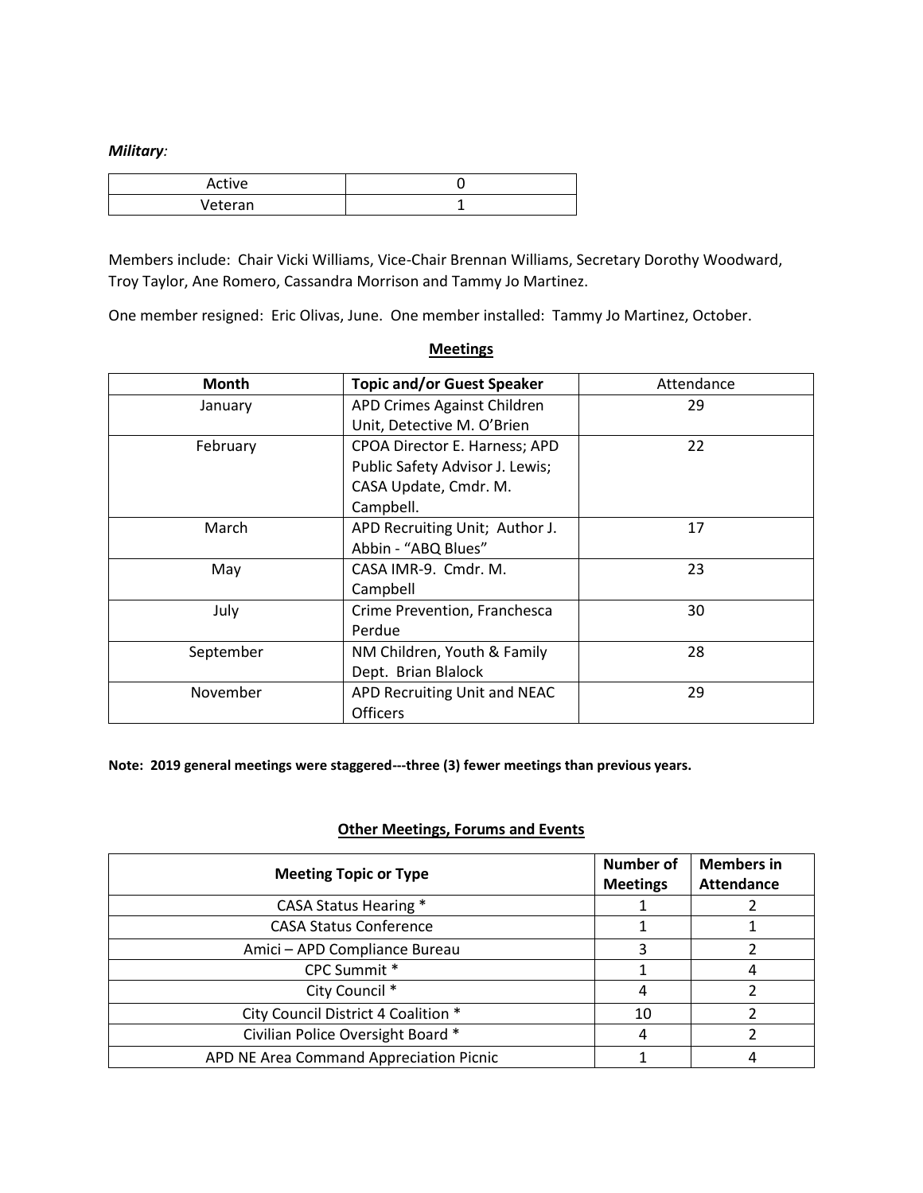*Military:*

| | |
|---|---|
| Active | 0 |
| Veteran | 1 |

Members include: Chair Vicki Williams, Vice-Chair Brennan Williams, Secretary Dorothy Woodward, Troy Taylor, Ane Romero, Cassandra Morrison and Tammy Jo Martinez.

One member resigned: Eric Olivas, June. One member installed: Tammy Jo Martinez, October.

## Meetings

| Month | Topic and/or Guest Speaker | Attendance |
|---|---|---|
| January | APD Crimes Against Children Unit, Detective M. O'Brien | 29 |
| February | CPOA Director E. Harness; APD Public Safety Advisor J. Lewis; CASA Update, Cmdr. M. Campbell. | 22 |
| March | APD Recruiting Unit; Author J. Abbin - "ABQ Blues" | 17 |
| May | CASA IMR-9. Cmdr. M. Campbell | 23 |
| July | Crime Prevention, Franchesca Perdue | 30 |
| September | NM Children, Youth & Family Dept. Brian Blalock | 28 |
| November | APD Recruiting Unit and NEAC Officers | 29 |

**Note: 2019 general meetings were staggered---three (3) fewer meetings than previous years.**

## Other Meetings, Forums and Events

| Meeting Topic or Type | Number of Meetings | Members in Attendance |
|---|---|---|
| CASA Status Hearing * | 1 | 2 |
| CASA Status Conference | 1 | 1 |
| Amici – APD Compliance Bureau | 3 | 2 |
| CPC Summit * | 1 | 4 |
| City Council * | 4 | 2 |
| City Council District 4 Coalition * | 10 | 2 |
| Civilian Police Oversight Board * | 4 | 2 |
| APD NE Area Command Appreciation Picnic | 1 | 4 |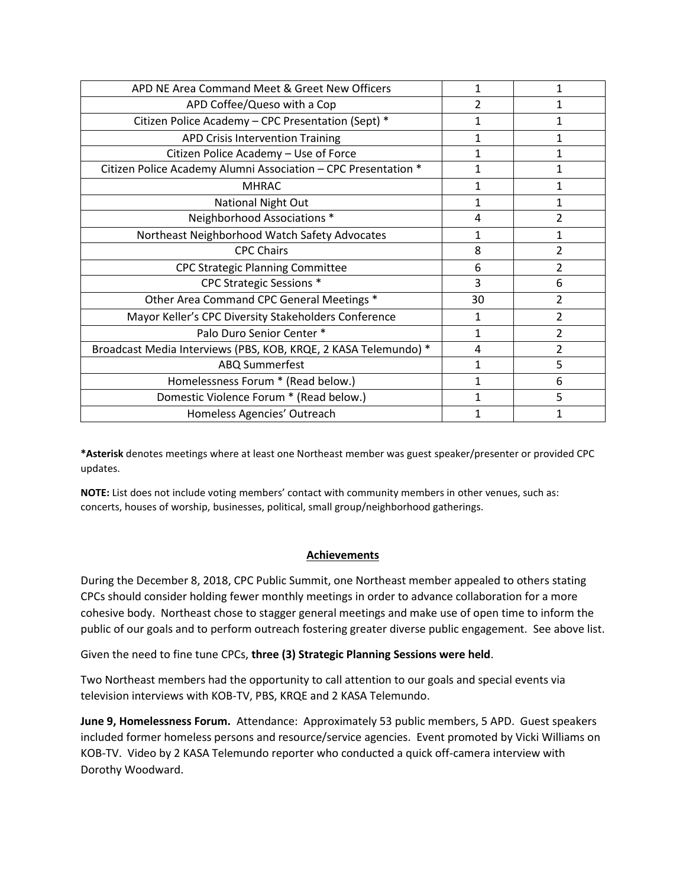| | | |
|---|---|---|
| APD NE Area Command Meet & Greet New Officers | 1 | 1 |
| APD Coffee/Queso with a Cop | 2 | 1 |
| Citizen Police Academy – CPC Presentation (Sept) * | 1 | 1 |
| APD Crisis Intervention Training | 1 | 1 |
| Citizen Police Academy – Use of Force | 1 | 1 |
| Citizen Police Academy Alumni Association – CPC Presentation * | 1 | 1 |
| MHRAC | 1 | 1 |
| National Night Out | 1 | 1 |
| Neighborhood Associations * | 4 | 2 |
| Northeast Neighborhood Watch Safety Advocates | 1 | 1 |
| CPC Chairs | 8 | 2 |
| CPC Strategic Planning Committee | 6 | 2 |
| CPC Strategic Sessions * | 3 | 6 |
| Other Area Command CPC General Meetings * | 30 | 2 |
| Mayor Keller's CPC Diversity Stakeholders Conference | 1 | 2 |
| Palo Duro Senior Center * | 1 | 2 |
| Broadcast Media Interviews (PBS, KOB, KRQE, 2 KASA Telemundo) * | 4 | 2 |
| ABQ Summerfest | 1 | 5 |
| Homelessness Forum * (Read below.) | 1 | 6 |
| Domestic Violence Forum * (Read below.) | 1 | 5 |
| Homeless Agencies' Outreach | 1 | 1 |

**\*Asterisk** denotes meetings where at least one Northeast member was guest speaker/presenter or provided CPC updates.

**NOTE:** List does not include voting members' contact with community members in other venues, such as: concerts, houses of worship, businesses, political, small group/neighborhood gatherings.

## Achievements

During the December 8, 2018, CPC Public Summit, one Northeast member appealed to others stating CPCs should consider holding fewer monthly meetings in order to advance collaboration for a more cohesive body. Northeast chose to stagger general meetings and make use of open time to inform the public of our goals and to perform outreach fostering greater diverse public engagement. See above list.

Given the need to fine tune CPCs, **three (3) Strategic Planning Sessions were held**.

Two Northeast members had the opportunity to call attention to our goals and special events via television interviews with KOB-TV, PBS, KRQE and 2 KASA Telemundo.

**June 9, Homelessness Forum.** Attendance: Approximately 53 public members, 5 APD. Guest speakers included former homeless persons and resource/service agencies. Event promoted by Vicki Williams on KOB-TV. Video by 2 KASA Telemundo reporter who conducted a quick off-camera interview with Dorothy Woodward.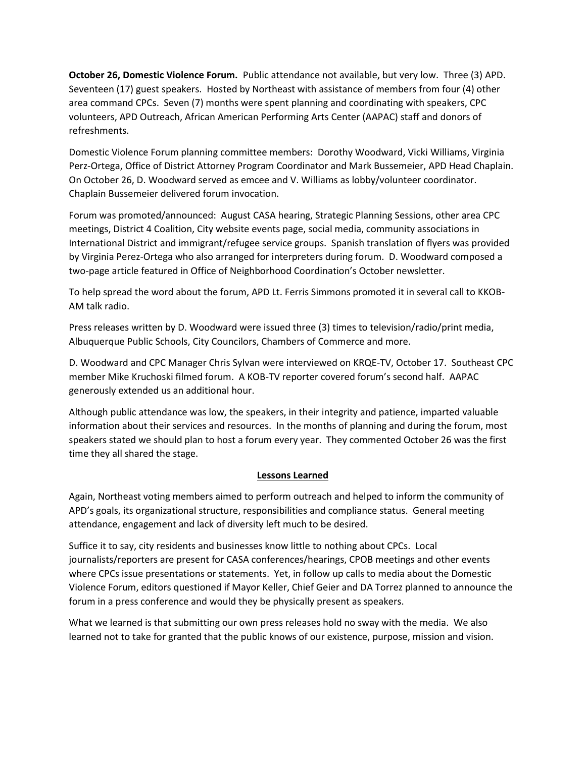**October 26, Domestic Violence Forum.** Public attendance not available, but very low. Three (3) APD. Seventeen (17) guest speakers. Hosted by Northeast with assistance of members from four (4) other area command CPCs. Seven (7) months were spent planning and coordinating with speakers, CPC volunteers, APD Outreach, African American Performing Arts Center (AAPAC) staff and donors of refreshments.

Domestic Violence Forum planning committee members: Dorothy Woodward, Vicki Williams, Virginia Perz-Ortega, Office of District Attorney Program Coordinator and Mark Bussemeier, APD Head Chaplain. On October 26, D. Woodward served as emcee and V. Williams as lobby/volunteer coordinator. Chaplain Bussemeier delivered forum invocation.

Forum was promoted/announced: August CASA hearing, Strategic Planning Sessions, other area CPC meetings, District 4 Coalition, City website events page, social media, community associations in International District and immigrant/refugee service groups. Spanish translation of flyers was provided by Virginia Perez-Ortega who also arranged for interpreters during forum. D. Woodward composed a two-page article featured in Office of Neighborhood Coordination's October newsletter.

To help spread the word about the forum, APD Lt. Ferris Simmons promoted it in several call to KKOB-AM talk radio.

Press releases written by D. Woodward were issued three (3) times to television/radio/print media, Albuquerque Public Schools, City Councilors, Chambers of Commerce and more.

D. Woodward and CPC Manager Chris Sylvan were interviewed on KRQE-TV, October 17. Southeast CPC member Mike Kruchoski filmed forum. A KOB-TV reporter covered forum's second half. AAPAC generously extended us an additional hour.

Although public attendance was low, the speakers, in their integrity and patience, imparted valuable information about their services and resources. In the months of planning and during the forum, most speakers stated we should plan to host a forum every year. They commented October 26 was the first time they all shared the stage.

## Lessons Learned

Again, Northeast voting members aimed to perform outreach and helped to inform the community of APD's goals, its organizational structure, responsibilities and compliance status. General meeting attendance, engagement and lack of diversity left much to be desired.

Suffice it to say, city residents and businesses know little to nothing about CPCs. Local journalists/reporters are present for CASA conferences/hearings, CPOB meetings and other events where CPCs issue presentations or statements. Yet, in follow up calls to media about the Domestic Violence Forum, editors questioned if Mayor Keller, Chief Geier and DA Torrez planned to announce the forum in a press conference and would they be physically present as speakers.

What we learned is that submitting our own press releases hold no sway with the media. We also learned not to take for granted that the public knows of our existence, purpose, mission and vision.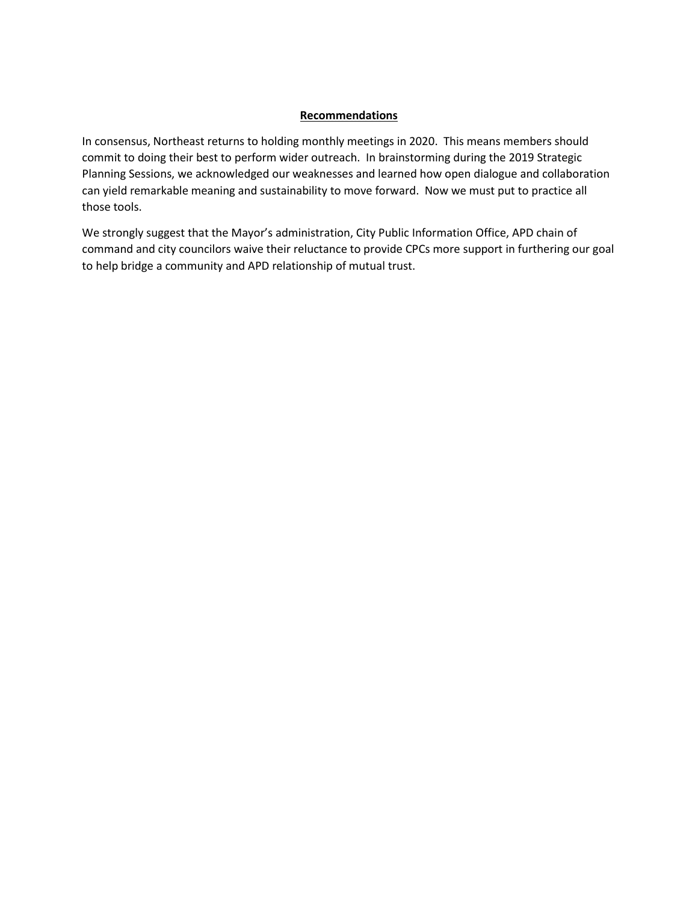## Recommendations

In consensus, Northeast returns to holding monthly meetings in 2020. This means members should commit to doing their best to perform wider outreach. In brainstorming during the 2019 Strategic Planning Sessions, we acknowledged our weaknesses and learned how open dialogue and collaboration can yield remarkable meaning and sustainability to move forward. Now we must put to practice all those tools.

We strongly suggest that the Mayor's administration, City Public Information Office, APD chain of command and city councilors waive their reluctance to provide CPCs more support in furthering our goal to help bridge a community and APD relationship of mutual trust.